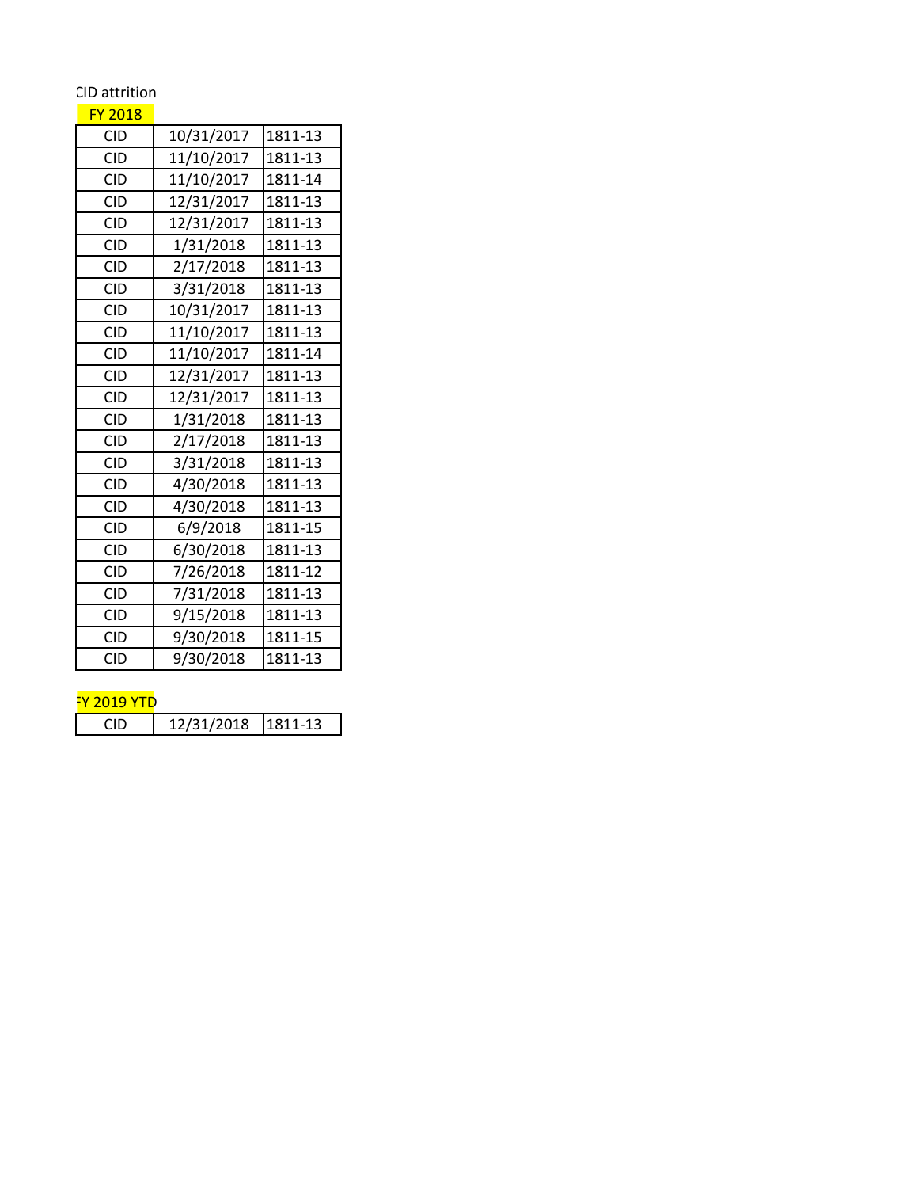CID attrition

FY 2018

| | | |
|---|---|---|
| CID | 10/31/2017 | 1811-13 |
| CID | 11/10/2017 | 1811-13 |
| CID | 11/10/2017 | 1811-14 |
| CID | 12/31/2017 | 1811-13 |
| CID | 12/31/2017 | 1811-13 |
| CID | 1/31/2018 | 1811-13 |
| CID | 2/17/2018 | 1811-13 |
| CID | 3/31/2018 | 1811-13 |
| CID | 10/31/2017 | 1811-13 |
| CID | 11/10/2017 | 1811-13 |
| CID | 11/10/2017 | 1811-14 |
| CID | 12/31/2017 | 1811-13 |
| CID | 12/31/2017 | 1811-13 |
| CID | 1/31/2018 | 1811-13 |
| CID | 2/17/2018 | 1811-13 |
| CID | 3/31/2018 | 1811-13 |
| CID | 4/30/2018 | 1811-13 |
| CID | 4/30/2018 | 1811-13 |
| CID | 6/9/2018 | 1811-15 |
| CID | 6/30/2018 | 1811-13 |
| CID | 7/26/2018 | 1811-12 |
| CID | 7/31/2018 | 1811-13 |
| CID | 9/15/2018 | 1811-13 |
| CID | 9/30/2018 | 1811-15 |
| CID | 9/30/2018 | 1811-13 |

FY 2019 YTD

| | | |
|---|---|---|
| CID | 12/31/2018 | 1811-13 |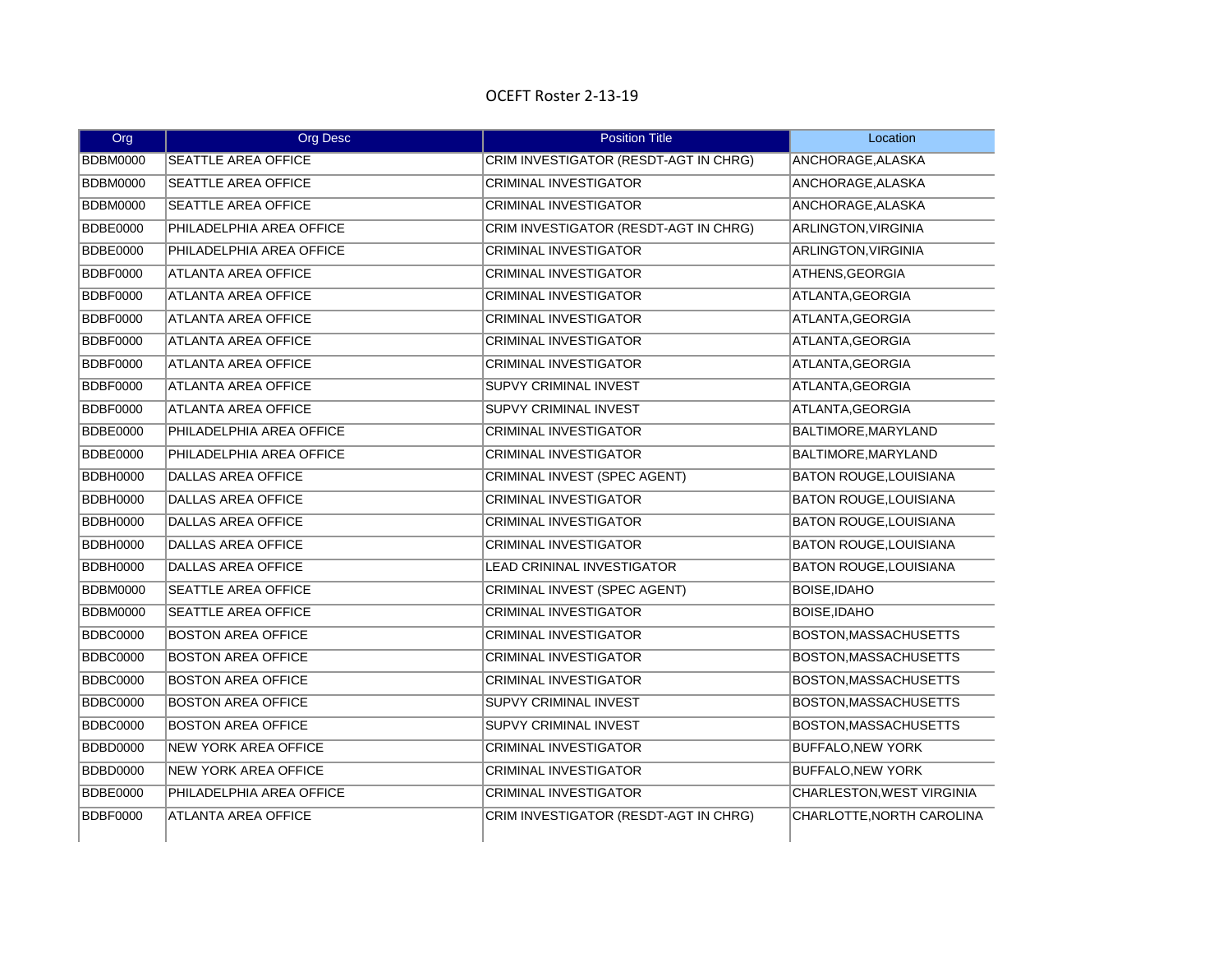OCEFT Roster 2-13-19

| Org | Org Desc | Position Title | Location |
|---|---|---|---|
| BDBM0000 | SEATTLE AREA OFFICE | CRIM INVESTIGATOR (RESDT-AGT IN CHRG) | ANCHORAGE,ALASKA |
| BDBM0000 | SEATTLE AREA OFFICE | CRIMINAL INVESTIGATOR | ANCHORAGE,ALASKA |
| BDBM0000 | SEATTLE AREA OFFICE | CRIMINAL INVESTIGATOR | ANCHORAGE,ALASKA |
| BDBE0000 | PHILADELPHIA AREA OFFICE | CRIM INVESTIGATOR (RESDT-AGT IN CHRG) | ARLINGTON,VIRGINIA |
| BDBE0000 | PHILADELPHIA AREA OFFICE | CRIMINAL INVESTIGATOR | ARLINGTON,VIRGINIA |
| BDBF0000 | ATLANTA AREA OFFICE | CRIMINAL INVESTIGATOR | ATHENS,GEORGIA |
| BDBF0000 | ATLANTA AREA OFFICE | CRIMINAL INVESTIGATOR | ATLANTA,GEORGIA |
| BDBF0000 | ATLANTA AREA OFFICE | CRIMINAL INVESTIGATOR | ATLANTA,GEORGIA |
| BDBF0000 | ATLANTA AREA OFFICE | CRIMINAL INVESTIGATOR | ATLANTA,GEORGIA |
| BDBF0000 | ATLANTA AREA OFFICE | CRIMINAL INVESTIGATOR | ATLANTA,GEORGIA |
| BDBF0000 | ATLANTA AREA OFFICE | SUPVY CRIMINAL INVEST | ATLANTA,GEORGIA |
| BDBF0000 | ATLANTA AREA OFFICE | SUPVY CRIMINAL INVEST | ATLANTA,GEORGIA |
| BDBE0000 | PHILADELPHIA AREA OFFICE | CRIMINAL INVESTIGATOR | BALTIMORE,MARYLAND |
| BDBE0000 | PHILADELPHIA AREA OFFICE | CRIMINAL INVESTIGATOR | BALTIMORE,MARYLAND |
| BDBH0000 | DALLAS AREA OFFICE | CRIMINAL INVEST (SPEC AGENT) | BATON ROUGE,LOUISIANA |
| BDBH0000 | DALLAS AREA OFFICE | CRIMINAL INVESTIGATOR | BATON ROUGE,LOUISIANA |
| BDBH0000 | DALLAS AREA OFFICE | CRIMINAL INVESTIGATOR | BATON ROUGE,LOUISIANA |
| BDBH0000 | DALLAS AREA OFFICE | CRIMINAL INVESTIGATOR | BATON ROUGE,LOUISIANA |
| BDBH0000 | DALLAS AREA OFFICE | LEAD CRININAL INVESTIGATOR | BATON ROUGE,LOUISIANA |
| BDBM0000 | SEATTLE AREA OFFICE | CRIMINAL INVEST (SPEC AGENT) | BOISE,IDAHO |
| BDBM0000 | SEATTLE AREA OFFICE | CRIMINAL INVESTIGATOR | BOISE,IDAHO |
| BDBC0000 | BOSTON AREA OFFICE | CRIMINAL INVESTIGATOR | BOSTON,MASSACHUSETTS |
| BDBC0000 | BOSTON AREA OFFICE | CRIMINAL INVESTIGATOR | BOSTON,MASSACHUSETTS |
| BDBC0000 | BOSTON AREA OFFICE | CRIMINAL INVESTIGATOR | BOSTON,MASSACHUSETTS |
| BDBC0000 | BOSTON AREA OFFICE | SUPVY CRIMINAL INVEST | BOSTON,MASSACHUSETTS |
| BDBC0000 | BOSTON AREA OFFICE | SUPVY CRIMINAL INVEST | BOSTON,MASSACHUSETTS |
| BDBD0000 | NEW YORK AREA OFFICE | CRIMINAL INVESTIGATOR | BUFFALO,NEW YORK |
| BDBD0000 | NEW YORK AREA OFFICE | CRIMINAL INVESTIGATOR | BUFFALO,NEW YORK |
| BDBE0000 | PHILADELPHIA AREA OFFICE | CRIMINAL INVESTIGATOR | CHARLESTON,WEST VIRGINIA |
| BDBF0000 | ATLANTA AREA OFFICE | CRIM INVESTIGATOR (RESDT-AGT IN CHRG) | CHARLOTTE,NORTH CAROLINA |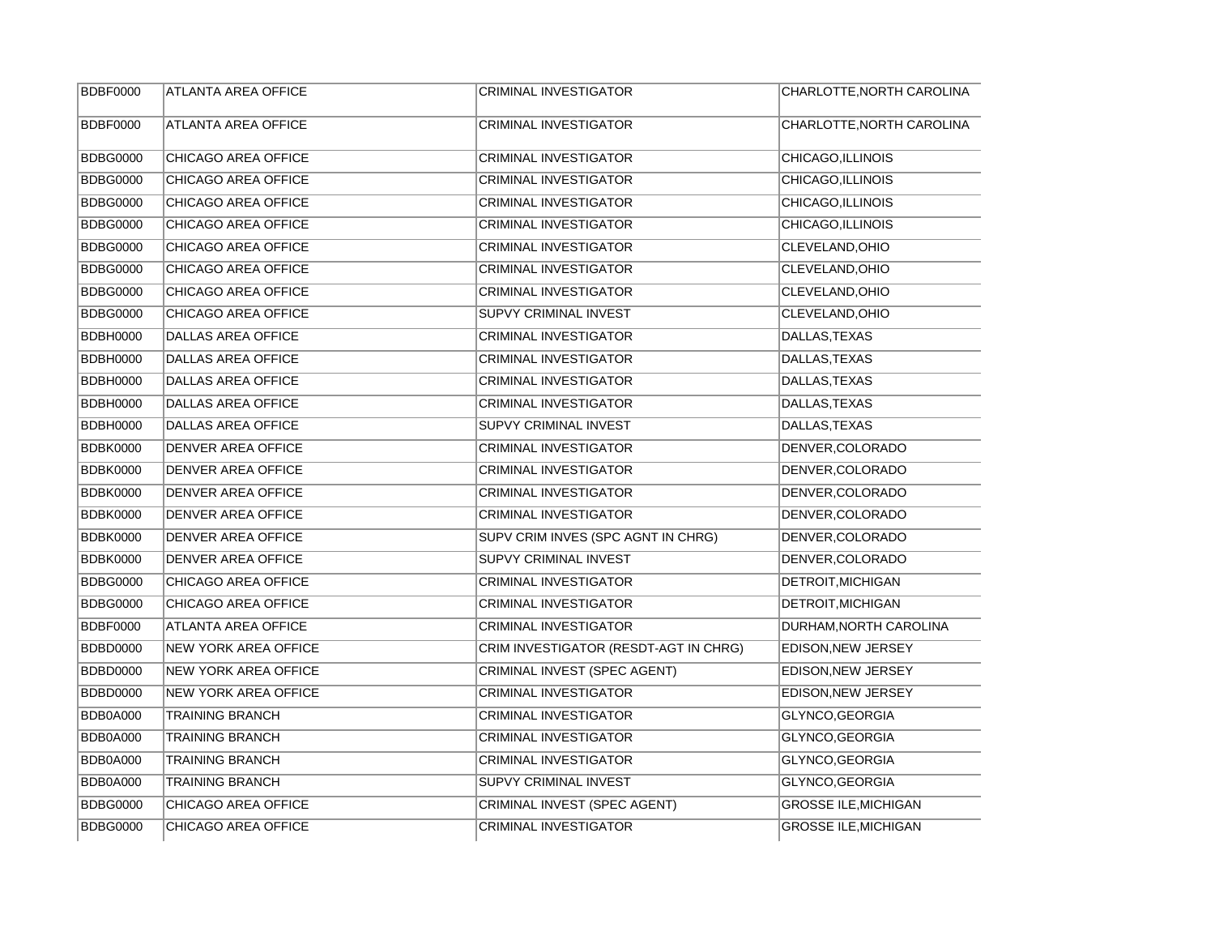| | | | |
|---|---|---|---|
| BDBF0000 | ATLANTA AREA OFFICE | CRIMINAL INVESTIGATOR | CHARLOTTE,NORTH CAROLINA |
| BDBF0000 | ATLANTA AREA OFFICE | CRIMINAL INVESTIGATOR | CHARLOTTE,NORTH CAROLINA |
| BDBG0000 | CHICAGO AREA OFFICE | CRIMINAL INVESTIGATOR | CHICAGO,ILLINOIS |
| BDBG0000 | CHICAGO AREA OFFICE | CRIMINAL INVESTIGATOR | CHICAGO,ILLINOIS |
| BDBG0000 | CHICAGO AREA OFFICE | CRIMINAL INVESTIGATOR | CHICAGO,ILLINOIS |
| BDBG0000 | CHICAGO AREA OFFICE | CRIMINAL INVESTIGATOR | CHICAGO,ILLINOIS |
| BDBG0000 | CHICAGO AREA OFFICE | CRIMINAL INVESTIGATOR | CLEVELAND,OHIO |
| BDBG0000 | CHICAGO AREA OFFICE | CRIMINAL INVESTIGATOR | CLEVELAND,OHIO |
| BDBG0000 | CHICAGO AREA OFFICE | CRIMINAL INVESTIGATOR | CLEVELAND,OHIO |
| BDBG0000 | CHICAGO AREA OFFICE | SUPVY CRIMINAL INVEST | CLEVELAND,OHIO |
| BDBH0000 | DALLAS AREA OFFICE | CRIMINAL INVESTIGATOR | DALLAS,TEXAS |
| BDBH0000 | DALLAS AREA OFFICE | CRIMINAL INVESTIGATOR | DALLAS,TEXAS |
| BDBH0000 | DALLAS AREA OFFICE | CRIMINAL INVESTIGATOR | DALLAS,TEXAS |
| BDBH0000 | DALLAS AREA OFFICE | CRIMINAL INVESTIGATOR | DALLAS,TEXAS |
| BDBH0000 | DALLAS AREA OFFICE | SUPVY CRIMINAL INVEST | DALLAS,TEXAS |
| BDBK0000 | DENVER AREA OFFICE | CRIMINAL INVESTIGATOR | DENVER,COLORADO |
| BDBK0000 | DENVER AREA OFFICE | CRIMINAL INVESTIGATOR | DENVER,COLORADO |
| BDBK0000 | DENVER AREA OFFICE | CRIMINAL INVESTIGATOR | DENVER,COLORADO |
| BDBK0000 | DENVER AREA OFFICE | CRIMINAL INVESTIGATOR | DENVER,COLORADO |
| BDBK0000 | DENVER AREA OFFICE | SUPV CRIM INVES (SPC AGNT IN CHRG) | DENVER,COLORADO |
| BDBK0000 | DENVER AREA OFFICE | SUPVY CRIMINAL INVEST | DENVER,COLORADO |
| BDBG0000 | CHICAGO AREA OFFICE | CRIMINAL INVESTIGATOR | DETROIT,MICHIGAN |
| BDBG0000 | CHICAGO AREA OFFICE | CRIMINAL INVESTIGATOR | DETROIT,MICHIGAN |
| BDBF0000 | ATLANTA AREA OFFICE | CRIMINAL INVESTIGATOR | DURHAM,NORTH CAROLINA |
| BDBD0000 | NEW YORK AREA OFFICE | CRIM INVESTIGATOR (RESDT-AGT IN CHRG) | EDISON,NEW JERSEY |
| BDBD0000 | NEW YORK AREA OFFICE | CRIMINAL INVEST (SPEC AGENT) | EDISON,NEW JERSEY |
| BDBD0000 | NEW YORK AREA OFFICE | CRIMINAL INVESTIGATOR | EDISON,NEW JERSEY |
| BDB0A000 | TRAINING BRANCH | CRIMINAL INVESTIGATOR | GLYNCO,GEORGIA |
| BDB0A000 | TRAINING BRANCH | CRIMINAL INVESTIGATOR | GLYNCO,GEORGIA |
| BDB0A000 | TRAINING BRANCH | CRIMINAL INVESTIGATOR | GLYNCO,GEORGIA |
| BDB0A000 | TRAINING BRANCH | SUPVY CRIMINAL INVEST | GLYNCO,GEORGIA |
| BDBG0000 | CHICAGO AREA OFFICE | CRIMINAL INVEST (SPEC AGENT) | GROSSE ILE,MICHIGAN |
| BDBG0000 | CHICAGO AREA OFFICE | CRIMINAL INVESTIGATOR | GROSSE ILE,MICHIGAN |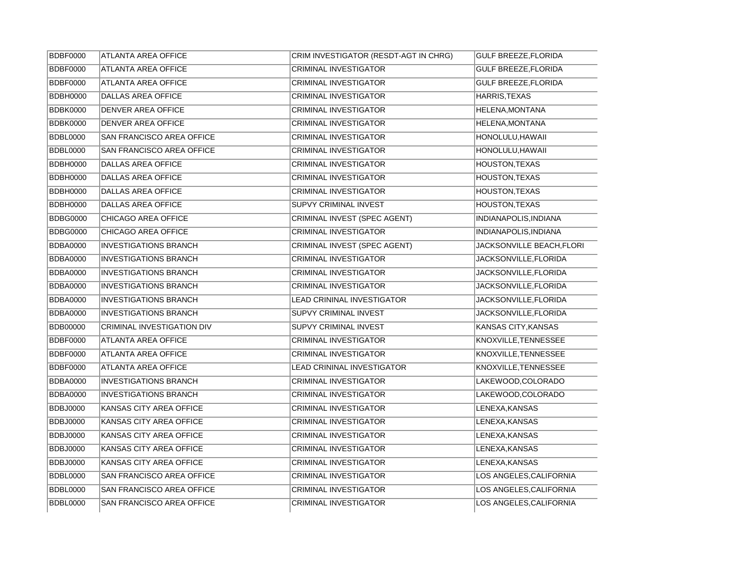| | | | |
|---|---|---|---|
| BDBF0000 | ATLANTA AREA OFFICE | CRIM INVESTIGATOR (RESDT-AGT IN CHRG) | GULF BREEZE,FLORIDA |
| BDBF0000 | ATLANTA AREA OFFICE | CRIMINAL INVESTIGATOR | GULF BREEZE,FLORIDA |
| BDBF0000 | ATLANTA AREA OFFICE | CRIMINAL INVESTIGATOR | GULF BREEZE,FLORIDA |
| BDBH0000 | DALLAS AREA OFFICE | CRIMINAL INVESTIGATOR | HARRIS,TEXAS |
| BDBK0000 | DENVER AREA OFFICE | CRIMINAL INVESTIGATOR | HELENA,MONTANA |
| BDBK0000 | DENVER AREA OFFICE | CRIMINAL INVESTIGATOR | HELENA,MONTANA |
| BDBL0000 | SAN FRANCISCO AREA OFFICE | CRIMINAL INVESTIGATOR | HONOLULU,HAWAII |
| BDBL0000 | SAN FRANCISCO AREA OFFICE | CRIMINAL INVESTIGATOR | HONOLULU,HAWAII |
| BDBH0000 | DALLAS AREA OFFICE | CRIMINAL INVESTIGATOR | HOUSTON,TEXAS |
| BDBH0000 | DALLAS AREA OFFICE | CRIMINAL INVESTIGATOR | HOUSTON,TEXAS |
| BDBH0000 | DALLAS AREA OFFICE | CRIMINAL INVESTIGATOR | HOUSTON,TEXAS |
| BDBH0000 | DALLAS AREA OFFICE | SUPVY CRIMINAL INVEST | HOUSTON,TEXAS |
| BDBG0000 | CHICAGO AREA OFFICE | CRIMINAL INVEST (SPEC AGENT) | INDIANAPOLIS,INDIANA |
| BDBG0000 | CHICAGO AREA OFFICE | CRIMINAL INVESTIGATOR | INDIANAPOLIS,INDIANA |
| BDBA0000 | INVESTIGATIONS BRANCH | CRIMINAL INVEST (SPEC AGENT) | JACKSONVILLE BEACH,FLORI |
| BDBA0000 | INVESTIGATIONS BRANCH | CRIMINAL INVESTIGATOR | JACKSONVILLE,FLORIDA |
| BDBA0000 | INVESTIGATIONS BRANCH | CRIMINAL INVESTIGATOR | JACKSONVILLE,FLORIDA |
| BDBA0000 | INVESTIGATIONS BRANCH | CRIMINAL INVESTIGATOR | JACKSONVILLE,FLORIDA |
| BDBA0000 | INVESTIGATIONS BRANCH | LEAD CRININAL INVESTIGATOR | JACKSONVILLE,FLORIDA |
| BDBA0000 | INVESTIGATIONS BRANCH | SUPVY CRIMINAL INVEST | JACKSONVILLE,FLORIDA |
| BDB00000 | CRIMINAL INVESTIGATION DIV | SUPVY CRIMINAL INVEST | KANSAS CITY,KANSAS |
| BDBF0000 | ATLANTA AREA OFFICE | CRIMINAL INVESTIGATOR | KNOXVILLE,TENNESSEE |
| BDBF0000 | ATLANTA AREA OFFICE | CRIMINAL INVESTIGATOR | KNOXVILLE,TENNESSEE |
| BDBF0000 | ATLANTA AREA OFFICE | LEAD CRININAL INVESTIGATOR | KNOXVILLE,TENNESSEE |
| BDBA0000 | INVESTIGATIONS BRANCH | CRIMINAL INVESTIGATOR | LAKEWOOD,COLORADO |
| BDBA0000 | INVESTIGATIONS BRANCH | CRIMINAL INVESTIGATOR | LAKEWOOD,COLORADO |
| BDBJ0000 | KANSAS CITY AREA OFFICE | CRIMINAL INVESTIGATOR | LENEXA,KANSAS |
| BDBJ0000 | KANSAS CITY AREA OFFICE | CRIMINAL INVESTIGATOR | LENEXA,KANSAS |
| BDBJ0000 | KANSAS CITY AREA OFFICE | CRIMINAL INVESTIGATOR | LENEXA,KANSAS |
| BDBJ0000 | KANSAS CITY AREA OFFICE | CRIMINAL INVESTIGATOR | LENEXA,KANSAS |
| BDBJ0000 | KANSAS CITY AREA OFFICE | CRIMINAL INVESTIGATOR | LENEXA,KANSAS |
| BDBL0000 | SAN FRANCISCO AREA OFFICE | CRIMINAL INVESTIGATOR | LOS ANGELES,CALIFORNIA |
| BDBL0000 | SAN FRANCISCO AREA OFFICE | CRIMINAL INVESTIGATOR | LOS ANGELES,CALIFORNIA |
| BDBL0000 | SAN FRANCISCO AREA OFFICE | CRIMINAL INVESTIGATOR | LOS ANGELES,CALIFORNIA |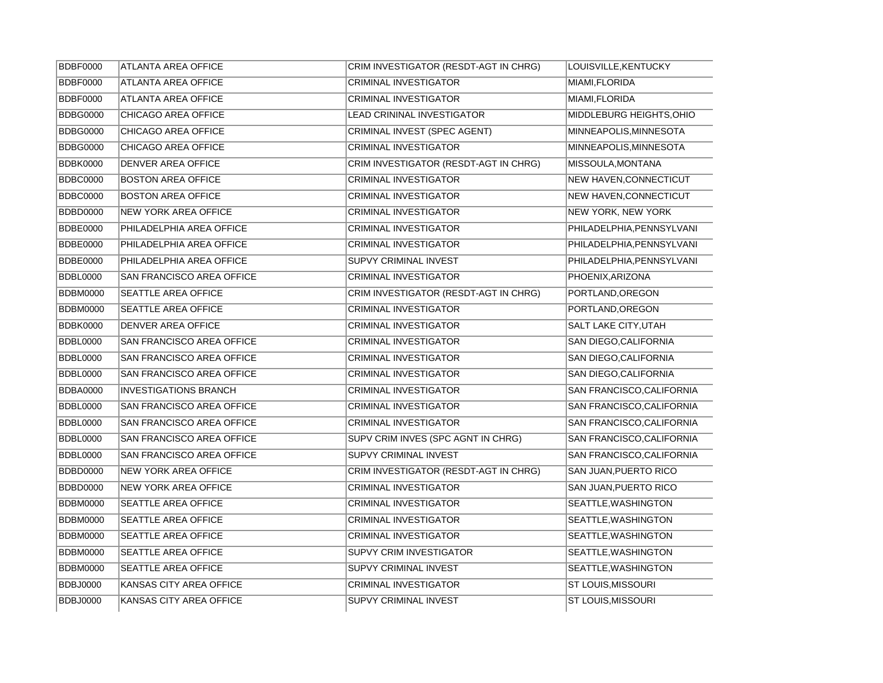| | | | |
|---|---|---|---|
| BDBF0000 | ATLANTA AREA OFFICE | CRIM INVESTIGATOR (RESDT-AGT IN CHRG) | LOUISVILLE,KENTUCKY |
| BDBF0000 | ATLANTA AREA OFFICE | CRIMINAL INVESTIGATOR | MIAMI,FLORIDA |
| BDBF0000 | ATLANTA AREA OFFICE | CRIMINAL INVESTIGATOR | MIAMI,FLORIDA |
| BDBG0000 | CHICAGO AREA OFFICE | LEAD CRININAL INVESTIGATOR | MIDDLEBURG HEIGHTS,OHIO |
| BDBG0000 | CHICAGO AREA OFFICE | CRIMINAL INVEST (SPEC AGENT) | MINNEAPOLIS,MINNESOTA |
| BDBG0000 | CHICAGO AREA OFFICE | CRIMINAL INVESTIGATOR | MINNEAPOLIS,MINNESOTA |
| BDBK0000 | DENVER AREA OFFICE | CRIM INVESTIGATOR (RESDT-AGT IN CHRG) | MISSOULA,MONTANA |
| BDBC0000 | BOSTON AREA OFFICE | CRIMINAL INVESTIGATOR | NEW HAVEN,CONNECTICUT |
| BDBC0000 | BOSTON AREA OFFICE | CRIMINAL INVESTIGATOR | NEW HAVEN,CONNECTICUT |
| BDBD0000 | NEW YORK AREA OFFICE | CRIMINAL INVESTIGATOR | NEW YORK, NEW YORK |
| BDBE0000 | PHILADELPHIA AREA OFFICE | CRIMINAL INVESTIGATOR | PHILADELPHIA,PENNSYLVANI |
| BDBE0000 | PHILADELPHIA AREA OFFICE | CRIMINAL INVESTIGATOR | PHILADELPHIA,PENNSYLVANI |
| BDBE0000 | PHILADELPHIA AREA OFFICE | SUPVY CRIMINAL INVEST | PHILADELPHIA,PENNSYLVANI |
| BDBL0000 | SAN FRANCISCO AREA OFFICE | CRIMINAL INVESTIGATOR | PHOENIX,ARIZONA |
| BDBM0000 | SEATTLE AREA OFFICE | CRIM INVESTIGATOR (RESDT-AGT IN CHRG) | PORTLAND,OREGON |
| BDBM0000 | SEATTLE AREA OFFICE | CRIMINAL INVESTIGATOR | PORTLAND,OREGON |
| BDBK0000 | DENVER AREA OFFICE | CRIMINAL INVESTIGATOR | SALT LAKE CITY,UTAH |
| BDBL0000 | SAN FRANCISCO AREA OFFICE | CRIMINAL INVESTIGATOR | SAN DIEGO,CALIFORNIA |
| BDBL0000 | SAN FRANCISCO AREA OFFICE | CRIMINAL INVESTIGATOR | SAN DIEGO,CALIFORNIA |
| BDBL0000 | SAN FRANCISCO AREA OFFICE | CRIMINAL INVESTIGATOR | SAN DIEGO,CALIFORNIA |
| BDBA0000 | INVESTIGATIONS BRANCH | CRIMINAL INVESTIGATOR | SAN FRANCISCO,CALIFORNIA |
| BDBL0000 | SAN FRANCISCO AREA OFFICE | CRIMINAL INVESTIGATOR | SAN FRANCISCO,CALIFORNIA |
| BDBL0000 | SAN FRANCISCO AREA OFFICE | CRIMINAL INVESTIGATOR | SAN FRANCISCO,CALIFORNIA |
| BDBL0000 | SAN FRANCISCO AREA OFFICE | SUPV CRIM INVES (SPC AGNT IN CHRG) | SAN FRANCISCO,CALIFORNIA |
| BDBL0000 | SAN FRANCISCO AREA OFFICE | SUPVY CRIMINAL INVEST | SAN FRANCISCO,CALIFORNIA |
| BDBD0000 | NEW YORK AREA OFFICE | CRIM INVESTIGATOR (RESDT-AGT IN CHRG) | SAN JUAN,PUERTO RICO |
| BDBD0000 | NEW YORK AREA OFFICE | CRIMINAL INVESTIGATOR | SAN JUAN,PUERTO RICO |
| BDBM0000 | SEATTLE AREA OFFICE | CRIMINAL INVESTIGATOR | SEATTLE,WASHINGTON |
| BDBM0000 | SEATTLE AREA OFFICE | CRIMINAL INVESTIGATOR | SEATTLE,WASHINGTON |
| BDBM0000 | SEATTLE AREA OFFICE | CRIMINAL INVESTIGATOR | SEATTLE,WASHINGTON |
| BDBM0000 | SEATTLE AREA OFFICE | SUPVY CRIM INVESTIGATOR | SEATTLE,WASHINGTON |
| BDBM0000 | SEATTLE AREA OFFICE | SUPVY CRIMINAL INVEST | SEATTLE,WASHINGTON |
| BDBJ0000 | KANSAS CITY AREA OFFICE | CRIMINAL INVESTIGATOR | ST LOUIS,MISSOURI |
| BDBJ0000 | KANSAS CITY AREA OFFICE | SUPVY CRIMINAL INVEST | ST LOUIS,MISSOURI |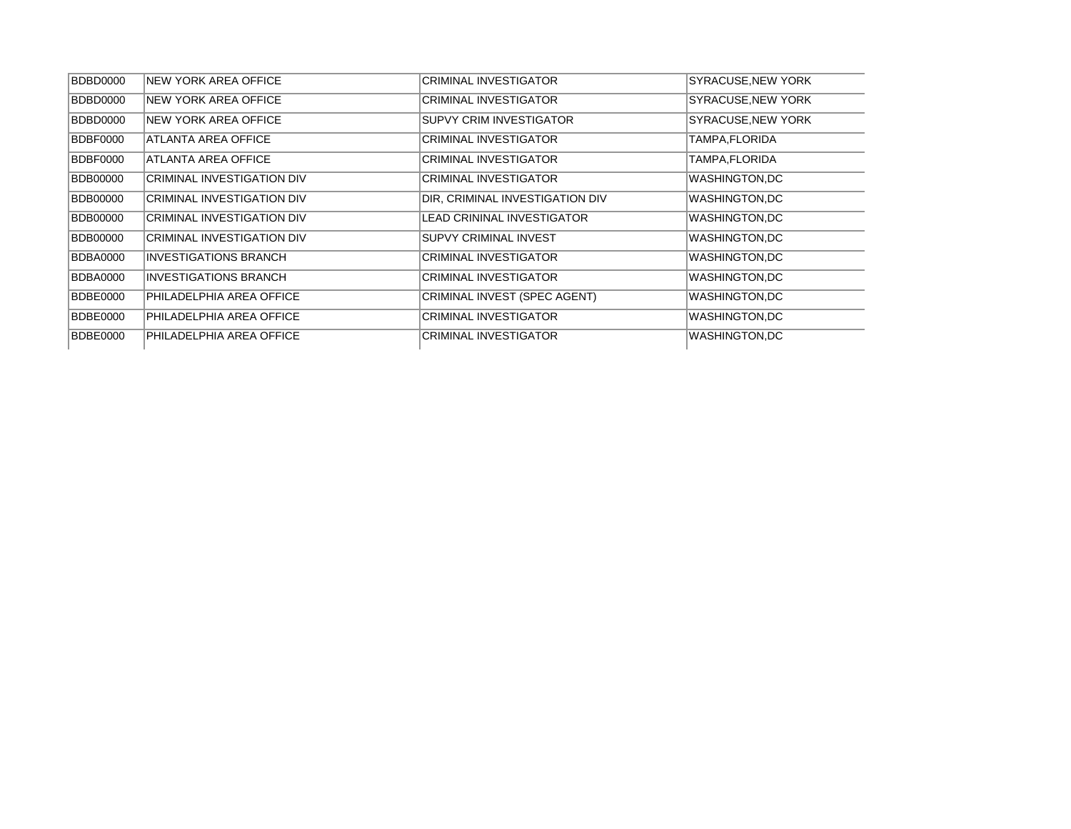| | | | |
|---|---|---|---|
| BDBD0000 | NEW YORK AREA OFFICE | CRIMINAL INVESTIGATOR | SYRACUSE,NEW YORK |
| BDBD0000 | NEW YORK AREA OFFICE | CRIMINAL INVESTIGATOR | SYRACUSE,NEW YORK |
| BDBD0000 | NEW YORK AREA OFFICE | SUPVY CRIM INVESTIGATOR | SYRACUSE,NEW YORK |
| BDBF0000 | ATLANTA AREA OFFICE | CRIMINAL INVESTIGATOR | TAMPA,FLORIDA |
| BDBF0000 | ATLANTA AREA OFFICE | CRIMINAL INVESTIGATOR | TAMPA,FLORIDA |
| BDB00000 | CRIMINAL INVESTIGATION DIV | CRIMINAL INVESTIGATOR | WASHINGTON,DC |
| BDB00000 | CRIMINAL INVESTIGATION DIV | DIR, CRIMINAL INVESTIGATION DIV | WASHINGTON,DC |
| BDB00000 | CRIMINAL INVESTIGATION DIV | LEAD CRININAL INVESTIGATOR | WASHINGTON,DC |
| BDB00000 | CRIMINAL INVESTIGATION DIV | SUPVY CRIMINAL INVEST | WASHINGTON,DC |
| BDBA0000 | INVESTIGATIONS BRANCH | CRIMINAL INVESTIGATOR | WASHINGTON,DC |
| BDBA0000 | INVESTIGATIONS BRANCH | CRIMINAL INVESTIGATOR | WASHINGTON,DC |
| BDBE0000 | PHILADELPHIA AREA OFFICE | CRIMINAL INVEST (SPEC AGENT) | WASHINGTON,DC |
| BDBE0000 | PHILADELPHIA AREA OFFICE | CRIMINAL INVESTIGATOR | WASHINGTON,DC |
| BDBE0000 | PHILADELPHIA AREA OFFICE | CRIMINAL INVESTIGATOR | WASHINGTON,DC |